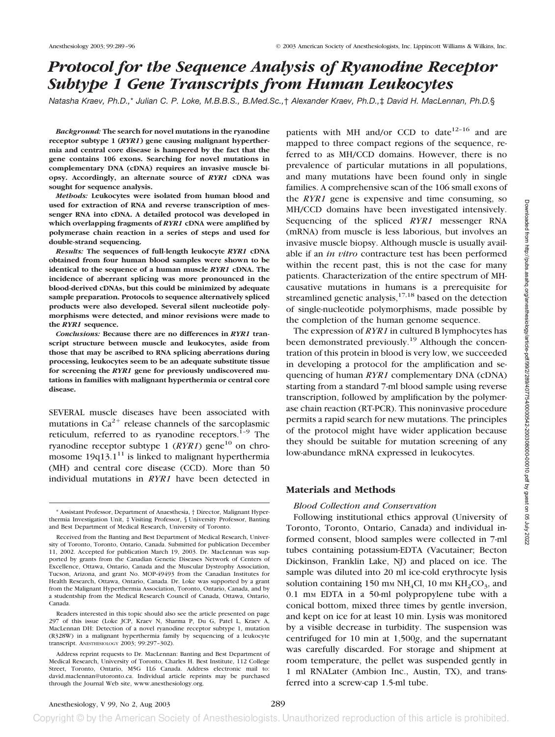# *Protocol for the Sequence Analysis of Ryanodine Receptor Subtype 1 Gene Transcripts from Human Leukocytes*

*Natasha Kraev, Ph.D.,\* Julian C. P. Loke, M.B.B.S., B.Med.Sc.,† Alexander Kraev, Ph.D.,‡ David H. MacLennan, Ph.D.§*

***Background:*** **The search for novel mutations in the ryanodine receptor subtype 1 (*RYR1*) gene causing malignant hyperthermia and central core disease is hampered by the fact that the gene contains 106 exons. Searching for novel mutations in complementary DNA (cDNA) requires an invasive muscle biopsy. Accordingly, an alternate source of *RYR1* cDNA was sought for sequence analysis.**

***Methods:*** **Leukocytes were isolated from human blood and used for extraction of RNA and reverse transcription of messenger RNA into cDNA. A detailed protocol was developed in which overlapping fragments of *RYR1* cDNA were amplified by polymerase chain reaction in a series of steps and used for double-strand sequencing.**

***Results:*** **The sequences of full-length leukocyte *RYR1* cDNA obtained from four human blood samples were shown to be identical to the sequence of a human muscle *RYR1* cDNA. The incidence of aberrant splicing was more pronounced in the blood-derived cDNAs, but this could be minimized by adequate sample preparation. Protocols to sequence alternatively spliced products were also developed. Several silent nucleotide polymorphisms were detected, and minor revisions were made to the *RYR1* sequence.**

***Conclusions:*** **Because there are no differences in *RYR1* transcript structure between muscle and leukocytes, aside from those that may be ascribed to RNA splicing aberrations during processing, leukocytes seem to be an adequate substitute tissue for screening the *RYR1* gene for previously undiscovered mutations in families with malignant hyperthermia or central core disease.**

SEVERAL muscle diseases have been associated with mutations in $Ca^{2+}$ release channels of the sarcoplasmic reticulum, referred to as ryanodine receptors.[1–9] The ryanodine receptor subtype 1 (*RYR1*) gene[10] on chromosome 19q13.1[11] is linked to malignant hyperthermia (MH) and central core disease (CCD). More than 50 individual mutations in *RYR1* have been detected in patients with MH and/or CCD to date[12–16] and are mapped to three compact regions of the sequence, referred to as MH/CCD domains. However, there is no prevalence of particular mutations in all populations, and many mutations have been found only in single families. A comprehensive scan of the 106 small exons of the *RYR1* gene is expensive and time consuming, so MH/CCD domains have been investigated intensively. Sequencing of the spliced *RYR1* messenger RNA (mRNA) from muscle is less laborious, but involves an invasive muscle biopsy. Although muscle is usually available if an *in vitro* contracture test has been performed within the recent past, this is not the case for many patients. Characterization of the entire spectrum of MH-causative mutations in humans is a prerequisite for streamlined genetic analysis,[17,18] based on the detection of single-nucleotide polymorphisms, made possible by the completion of the human genome sequence.

The expression of *RYR1* in cultured B lymphocytes has been demonstrated previously.[19] Although the concentration of this protein in blood is very low, we succeeded in developing a protocol for the amplification and sequencing of human *RYR1* complementary DNA (cDNA) starting from a standard 7-ml blood sample using reverse transcription, followed by amplification by the polymerase chain reaction (RT-PCR). This noninvasive procedure permits a rapid search for new mutations. The principles of the protocol might have wider application because they should be suitable for mutation screening of any low-abundance mRNA expressed in leukocytes.

## Materials and Methods

### *Blood Collection and Conservation*

Following institutional ethics approval (University of Toronto, Toronto, Ontario, Canada) and individual informed consent, blood samples were collected in 7-ml tubes containing potassium-EDTA (Vacutainer; Becton Dickinson, Franklin Lake, NJ) and placed on ice. The sample was diluted into 20 ml ice-cold erythrocyte lysis solution containing 150 mM $NH_4Cl$, 10 mM $KH_2CO_3$, and 0.1 mM EDTA in a 50-ml polypropylene tube with a conical bottom, mixed three times by gentle inversion, and kept on ice for at least 10 min. Lysis was monitored by a visible decrease in turbidity. The suspension was centrifuged for 10 min at 1,500*g*, and the supernatant was carefully discarded. For storage and shipment at room temperature, the pellet was suspended gently in 1 ml RNALater (Ambion Inc., Austin, TX), and transferred into a screw-cap 1.5-ml tube.

---

\* Assistant Professor, Department of Anaesthesia, † Director, Malignant Hyperthermia Investigation Unit, ‡ Visiting Professor, § University Professor, Banting and Best Department of Medical Research, University of Toronto.

Received from the Banting and Best Department of Medical Research, University of Toronto, Toronto, Ontario, Canada. Submitted for publication December 11, 2002. Accepted for publication March 19, 2003. Dr. MacLennan was supported by grants from the Canadian Genetic Diseases Network of Centers of Excellence, Ottawa, Ontario, Canada and the Muscular Dystrophy Association, Tucson, Arizona, and grant No. MOP-49493 from the Canadian Institutes for Health Research, Ottawa, Ontario, Canada. Dr. Loke was supported by a grant from the Malignant Hyperthermia Association, Toronto, Ontario, Canada, and by a studentship from the Medical Research Council of Canada, Ottawa, Ontario, Canada.

Readers interested in this topic should also see the article presented on page 297 of this issue (Loke JCP, Kraev N, Sharma P, Du G, Patel L, Kraev A, MacLennan DH: Detection of a novel ryanodine receptor subtype 1, mutation (R328W) in a malignant hyperthermia family by sequencing of a leukocyte transcript. ANESTHESIOLOGY 2003; 99:297–302).

Address reprint requests to Dr. MacLennan: Banting and Best Department of Medical Research, University of Toronto, Charles H. Best Institute, 112 College Street, Toronto, Ontario, M5G 1L6 Canada. Address electronic mail to: david.maclennan@utoronto.ca. Individual article reprints may be purchased through the Journal Web site, www.anesthesiology.org.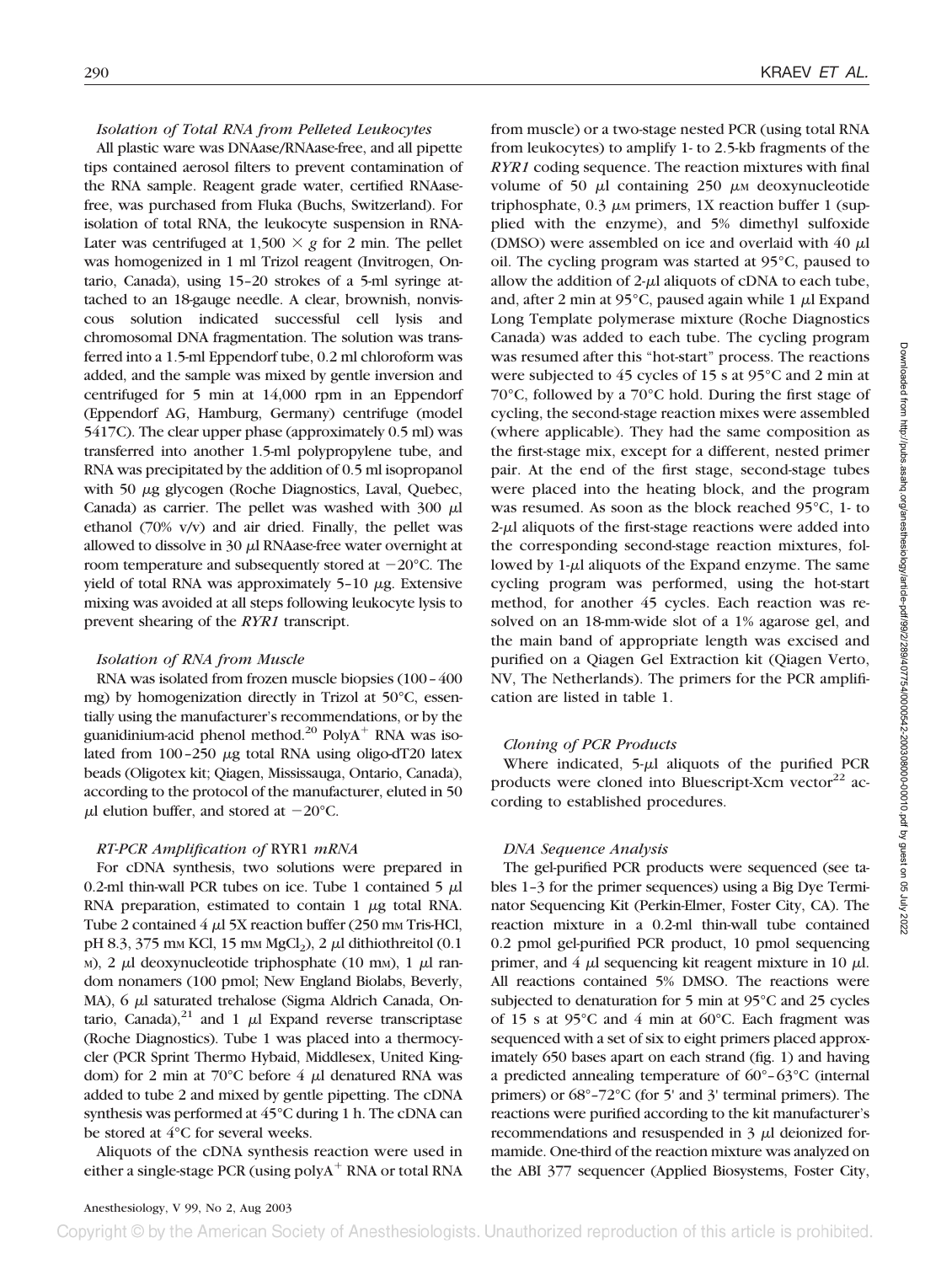### *Isolation of Total RNA from Pelleted Leukocytes*

All plastic ware was DNAase/RNAase-free, and all pipette tips contained aerosol filters to prevent contamination of the RNA sample. Reagent grade water, certified RNAase-free, was purchased from Fluka (Buchs, Switzerland). For isolation of total RNA, the leukocyte suspension in RNA-Later was centrifuged at 1,500 × *g* for 2 min. The pellet was homogenized in 1 ml Trizol reagent (Invitrogen, Ontario, Canada), using 15–20 strokes of a 5-ml syringe attached to an 18-gauge needle. A clear, brownish, nonviscous solution indicated successful cell lysis and chromosomal DNA fragmentation. The solution was transferred into a 1.5-ml Eppendorf tube, 0.2 ml chloroform was added, and the sample was mixed by gentle inversion and centrifuged for 5 min at 14,000 rpm in an Eppendorf (Eppendorf AG, Hamburg, Germany) centrifuge (model 5417C). The clear upper phase (approximately 0.5 ml) was transferred into another 1.5-ml polypropylene tube, and RNA was precipitated by the addition of 0.5 ml isopropanol with 50 μg glycogen (Roche Diagnostics, Laval, Quebec, Canada) as carrier. The pellet was washed with 300 μl ethanol (70% v/v) and air dried. Finally, the pellet was allowed to dissolve in 30 μl RNAase-free water overnight at room temperature and subsequently stored at −20°C. The yield of total RNA was approximately 5–10 μg. Extensive mixing was avoided at all steps following leukocyte lysis to prevent shearing of the *RYR1* transcript.

### *Isolation of RNA from Muscle*

RNA was isolated from frozen muscle biopsies (100–400 mg) by homogenization directly in Trizol at 50°C, essentially using the manufacturer's recommendations, or by the guanidinium-acid phenol method.[20] PolyA$^+$ RNA was isolated from 100–250 μg total RNA using oligo-dT20 latex beads (Oligotex kit; Qiagen, Mississauga, Ontario, Canada), according to the protocol of the manufacturer, eluted in 50 μl elution buffer, and stored at −20°C.

### *RT-PCR Amplification of* RYR1 *mRNA*

For cDNA synthesis, two solutions were prepared in 0.2-ml thin-wall PCR tubes on ice. Tube 1 contained 5 μl RNA preparation, estimated to contain 1 μg total RNA. Tube 2 contained 4 μl 5X reaction buffer (250 mM Tris-HCl, pH 8.3, 375 mM KCl, 15 mM $MgCl_2$), 2 μl dithiothreitol (0.1 M), 2 μl deoxynucleotide triphosphate (10 mM), 1 μl random nonamers (100 pmol; New England Biolabs, Beverly, MA), 6 μl saturated trehalose (Sigma Aldrich Canada, Ontario, Canada),[21] and 1 μl Expand reverse transcriptase (Roche Diagnostics). Tube 1 was placed into a thermocycler (PCR Sprint Thermo Hybaid, Middlesex, United Kingdom) for 2 min at 70°C before 4 μl denatured RNA was added to tube 2 and mixed by gentle pipetting. The cDNA synthesis was performed at 45°C during 1 h. The cDNA can be stored at 4°C for several weeks.

Aliquots of the cDNA synthesis reaction were used in either a single-stage PCR (using polyA$^+$ RNA or total RNA from muscle) or a two-stage nested PCR (using total RNA from leukocytes) to amplify 1- to 2.5-kb fragments of the *RYR1* coding sequence. The reaction mixtures with final volume of 50 μl containing 250 μM deoxynucleotide triphosphate, 0.3 μM primers, 1X reaction buffer 1 (supplied with the enzyme), and 5% dimethyl sulfoxide (DMSO) were assembled on ice and overlaid with 40 μl oil. The cycling program was started at 95°C, paused to allow the addition of 2-μl aliquots of cDNA to each tube, and, after 2 min at 95°C, paused again while 1 μl Expand Long Template polymerase mixture (Roche Diagnostics Canada) was added to each tube. The cycling program was resumed after this "hot-start" process. The reactions were subjected to 45 cycles of 15 s at 95°C and 2 min at 70°C, followed by a 70°C hold. During the first stage of cycling, the second-stage reaction mixes were assembled (where applicable). They had the same composition as the first-stage mix, except for a different, nested primer pair. At the end of the first stage, second-stage tubes were placed into the heating block, and the program was resumed. As soon as the block reached 95°C, 1- to 2-μl aliquots of the first-stage reactions were added into the corresponding second-stage reaction mixtures, followed by 1-μl aliquots of the Expand enzyme. The same cycling program was performed, using the hot-start method, for another 45 cycles. Each reaction was resolved on an 18-mm-wide slot of a 1% agarose gel, and the main band of appropriate length was excised and purified on a Qiagen Gel Extraction kit (Qiagen Verto, NV, The Netherlands). The primers for the PCR amplification are listed in table 1.

### *Cloning of PCR Products*

Where indicated, 5-μl aliquots of the purified PCR products were cloned into Bluescript-Xcm vector[22] according to established procedures.

### *DNA Sequence Analysis*

The gel-purified PCR products were sequenced (see tables 1–3 for the primer sequences) using a Big Dye Terminator Sequencing Kit (Perkin-Elmer, Foster City, CA). The reaction mixture in a 0.2-ml thin-wall tube contained 0.2 pmol gel-purified PCR product, 10 pmol sequencing primer, and 4 μl sequencing kit reagent mixture in 10 μl. All reactions contained 5% DMSO. The reactions were subjected to denaturation for 5 min at 95°C and 25 cycles of 15 s at 95°C and 4 min at 60°C. Each fragment was sequenced with a set of six to eight primers placed approximately 650 bases apart on each strand (fig. 1) and having a predicted annealing temperature of 60°–63°C (internal primers) or 68°–72°C (for 5' and 3' terminal primers). The reactions were purified according to the kit manufacturer's recommendations and resuspended in 3 μl deionized formamide. One-third of the reaction mixture was analyzed on the ABI 377 sequencer (Applied Biosystems, Foster City,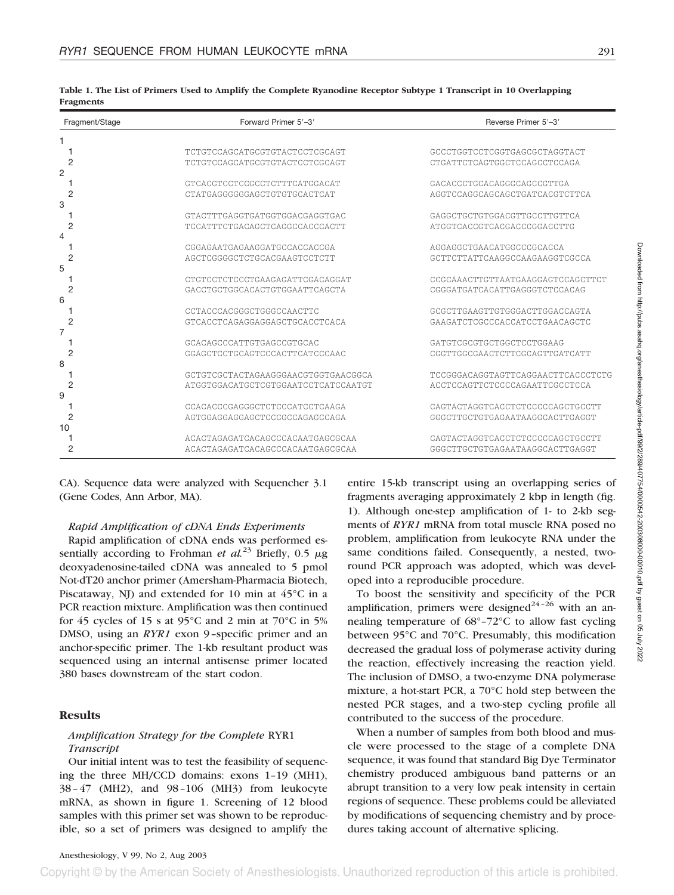**Table 1. The List of Primers Used to Amplify the Complete Ryanodine Receptor Subtype 1 Transcript in 10 Overlapping Fragments**

| Fragment/Stage | Forward Primer 5′–3′ | Reverse Primer 5′–3′ |
|---|---|---|
| 1 | | |
| 1 | TCTGTCCAGCATGCGTGTACTCCTCGCAGT | GCCCTGGTCCTCGGTGAGCGCTAGGTACT |
| 2 | TCTGTCCAGCATGCGTGTACTCCTCGCAGT | CTGATTCTCAGTGGCTCCAGCCTCCAGA |
| 2 | | |
| 1 | GTCACGTCCTCCGCCTCTTTCATGGACAT | GACACCCTGCACAGGGCAGCCGTTGA |
| 2 | CTATGAGGGGGGAGCTGTGTGCACTCAT | AGGTCCAGGCAGCAGCTGATCACGTCTTCA |
| 3 | | |
| 1 | GTACTTTGAGGTGATGGTGGACGAGGTGAC | GAGGCTGCTGTGGACGTTGCCTTGTTCA |
| 2 | TCCATTTCTGACAGCTCAGGCCACCCACTT | ATGGTCACCGTCACGACCCGGACCTTG |
| 4 | | |
| 1 | CGGAGAATGAGAAGGATGCCACCACCGA | AGGAGGCTGAACATGGCCCGCACCA |
| 2 | AGCTCGGGGCTCTGCACGAAGTCCTCTT | GCTTCTTATTCAAGGCCAAGAAGGTCGCCA |
| 5 | | |
| 1 | CTGTCCTCTCCCTGAAGAGATTCGACAGGAT | CCGCAAACTTGTTAATGAAGGAGTCCAGCTTCT |
| 2 | GACCTGCTGGCACACTGTGGAATTCAGCTA | CGGGATGATCACATTGAGGGTCTCCACAG |
| 6 | | |
| 1 | CCTACCCACGGGCTGGGCCAACTTC | GCGCTTGAAGTTGTGGGACTTGGACCAGTA |
| 2 | GTCACCTCAGAGGAGGAGCTGCACCTCACA | GAAGATCTCGCCCACCATCCTGAACAGCTC |
| 7 | | |
| 1 | GCACAGCCCATTGTGAGCCGTGCAC | GATGTCGCGTGCTGGCTCCTGGAAG |
| 2 | GGAGCTCCTGCAGTCCCACTTCATCCCAAC | CGGTTGGCGAACTCTTCGCAGTTGATCATT |
| 8 | | |
| 1 | GCTGTCGCTACTAGAAGGGAACGTGGTGAACGGCA | TCCGGGACAGGTAGTTCAGGAACTTCACCCTCTG |
| 2 | ATGGTGGACATGCTCGTGGAATCCTCATCCAATGT | ACCTCCAGTTCTCCCCAGAATTCGCCTCCA |
| 9 | | |
| 1 | CCACACCCGAGGGCTCTCCCATCCTCAAGA | CAGTACTAGGTCACCTCTCCCCCAGCTGCCTT |
| 2 | AGTGGAGGAGGAGCTCCCGCCAGAGCCAGA | GGGCTTGCTGTGAGAATAAGGCACTTGAGGT |
| 10 | | |
| 1 | ACACTAGAGATCACAGCCCACAATGAGCGCAA | CAGTACTAGGTCACCTCTCCCCCAGCTGCCTT |
| 2 | ACACTAGAGATCACAGCCCACAATGAGCGCAA | GGGCTTGCTGTGAGAATAAGGCACTTGAGGT |

CA). Sequence data were analyzed with Sequencher 3.1 (Gene Codes, Ann Arbor, MA).

### *Rapid Amplification of cDNA Ends Experiments*

Rapid amplification of cDNA ends was performed essentially according to Frohman *et al.*[23] Briefly, 0.5 μg deoxyadenosine-tailed cDNA was annealed to 5 pmol Not-dT20 anchor primer (Amersham-Pharmacia Biotech, Piscataway, NJ) and extended for 10 min at 45°C in a PCR reaction mixture. Amplification was then continued for 45 cycles of 15 s at 95°C and 2 min at 70°C in 5% DMSO, using an *RYR1* exon 9–specific primer and an anchor-specific primer. The 1-kb resultant product was sequenced using an internal antisense primer located 380 bases downstream of the start codon.

## Results

### *Amplification Strategy for the Complete* RYR1 *Transcript*

Our initial intent was to test the feasibility of sequencing the three MH/CCD domains: exons 1–19 (MH1), 38–47 (MH2), and 98–106 (MH3) from leukocyte mRNA, as shown in figure 1. Screening of 12 blood samples with this primer set was shown to be reproducible, so a set of primers was designed to amplify the entire 15-kb transcript using an overlapping series of fragments averaging approximately 2 kbp in length (fig. 1). Although one-step amplification of 1- to 2-kb segments of *RYR1* mRNA from total muscle RNA posed no problem, amplification from leukocyte RNA under the same conditions failed. Consequently, a nested, two-round PCR approach was adopted, which was developed into a reproducible procedure.

To boost the sensitivity and specificity of the PCR amplification, primers were designed[24–26] with an annealing temperature of 68°–72°C to allow fast cycling between 95°C and 70°C. Presumably, this modification decreased the gradual loss of polymerase activity during the reaction, effectively increasing the reaction yield. The inclusion of DMSO, a two-enzyme DNA polymerase mixture, a hot-start PCR, a 70°C hold step between the nested PCR stages, and a two-step cycling profile all contributed to the success of the procedure.

When a number of samples from both blood and muscle were processed to the stage of a complete DNA sequence, it was found that standard Big Dye Terminator chemistry produced ambiguous band patterns or an abrupt transition to a very low peak intensity in certain regions of sequence. These problems could be alleviated by modifications of sequencing chemistry and by procedures taking account of alternative splicing.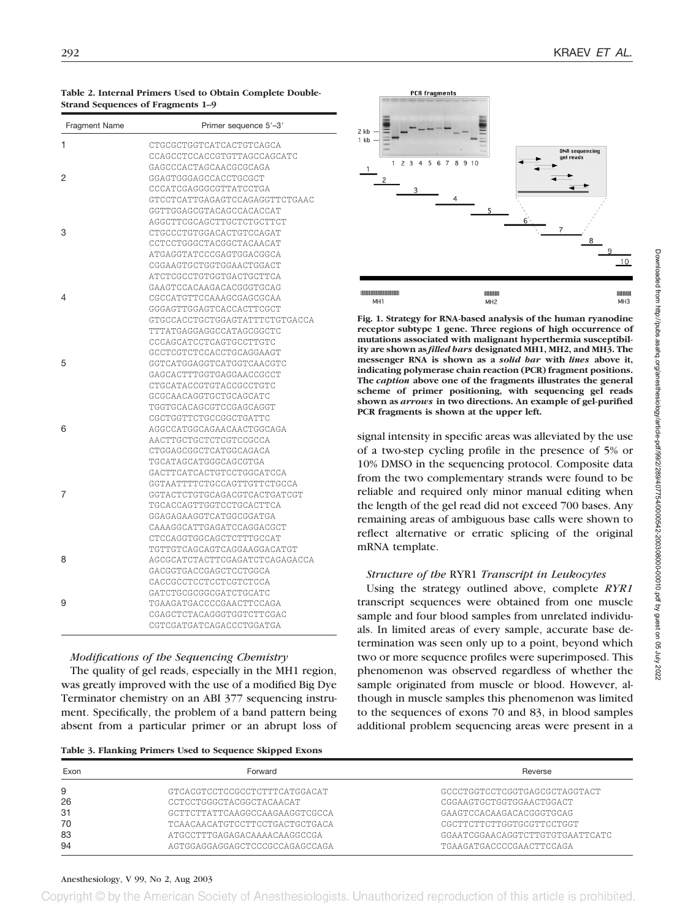**Table 2. Internal Primers Used to Obtain Complete Double-Strand Sequences of Fragments 1–9**

| Fragment Name | Primer sequence 5′–3′ |
|---|---|
| 1 | CTGCGCTGGTCATCACTGTCAGCA |
| | CCAGCCTCCACCGTGTTAGCCAGCATC |
| | GAGCCCACTAGCAACGCGCAGA |
| 2 | GGAGTGGGAGCCACCTGCGCT |
| | CCCATCGAGGGCGTTATCCTGA |
| | GTCCTCATTGAGAGTCCAGAGGTTCTGAAC |
| | GGTTGGAGCGTACAGCCACACCAT |
| | AGGCTTCGCAGCTTGCTCTGCTTCT |
| 3 | CTGCCCTGTGGACACTGTCCAGAT |
| | CCTCCTGGGCTACGGCTACAACAT |
| | ATGAGGTATCCCGAGTGGACGGCA |
| | CGGAAGTGCTGGTGGAACTGGACT |
| | ATCTCGCCTGTGGTGACTGCTTCA |
| | GAAGTCCACAAGACACGGGTGCAG |
| 4 | CGCCATGTTCCAAAGCGAGCGCAA |
| | GGGAGTTGGAGTCACCACTTCGCT |
| | GTGCCACCTGCTGGAGTATTTCTGTGACCA |
| | TTTATGAGGAGGCCATAGCGGCTC |
| | CCCAGCATCCTCAGTGCCTTGTC |
| | GCCTCGTCTCCACCTGCAGGAAGT |
| 5 | GGTCATGGAGGTCATGGTCAACGTC |
| | GAGCACTTTGGTGAGGAACCGCCT |
| | CTGCATACCGTGTACCGCCTGTC |
| | GCGCAACAGGTGCTGCAGCATC |
| | TGGTGCACAGCGTCCGAGCAGGT |
| | CGCTGGTTCTGCCGGCTGATTC |
| 6 | AGGCCATGGCAGAACAACTGGCAGA |
| | AACTTGCTGCTCTCGTCCGCCA |
| | CTGGAGCGGCTCATGGCAGACA |
| | TGCATAGCATGGGCAGCGTGA |
| | GACTTCATCACTGTCCTGGCATCCA |
| | GGTAATTTTCTGCCAGTTGTTCTGCCA |
| 7 | GGTACTCTGTGCAGACGTCACTGATCGT |
| | TGCACCAGTTGGTCCTGCACTTCA |
| | GGAGAGAAGGTCATGGCGGATGA |
| | CAAAGGCATTGAGATCCAGGACGCT |
| | CTCCAGGTGGCAGCTCTTTGCCAT |
| | TGTTGTCAGCAGTCAGGAAGGACATGT |
| 8 | AGCGCATCTACTTCGAGATCTCAGAGACCA |
| | GACGGTGACCGAGCTCCTGGCA |
| | CACCGCCTCCTCTCGTCTCCA |
| | GATCTGCGCGGCGATCTGCATC |
| 9 | TGAAGATGACCCCGAACTTCCAGA |
| | CGAGCTCTACAGGGTGGTCTTCGAC |
| | CGTCGATGATCAGACCCTGGATGA |

**Fig. 1. Strategy for RNA-based analysis of the human ryanodine receptor subtype 1 gene. Three regions of high occurrence of mutations associated with malignant hyperthermia susceptibility are shown as *filled bars* designated MH1, MH2, and MH3. The messenger RNA is shown as a *solid bar* with *lines* above it, indicating polymerase chain reaction (PCR) fragment positions. The *caption* above one of the fragments illustrates the general scheme of primer positioning, with sequencing gel reads shown as *arrows* in two directions. An example of gel-purified PCR fragments is shown at the upper left.**

### *Modifications of the Sequencing Chemistry*

The quality of gel reads, especially in the MH1 region, was greatly improved with the use of a modified Big Dye Terminator chemistry on an ABI 377 sequencing instrument. Specifically, the problem of a band pattern being absent from a particular primer or an abrupt loss of signal intensity in specific areas was alleviated by the use of a two-step cycling profile in the presence of 5% or 10% DMSO in the sequencing protocol. Composite data from the two complementary strands were found to be reliable and required only minor manual editing when the length of the gel read did not exceed 700 bases. Any remaining areas of ambiguous base calls were shown to reflect alternative or erratic splicing of the original mRNA template.

### *Structure of the* RYR1 *Transcript in Leukocytes*

Using the strategy outlined above, complete *RYR1* transcript sequences were obtained from one muscle sample and four blood samples from unrelated individuals. In limited areas of every sample, accurate base determination was seen only up to a point, beyond which two or more sequence profiles were superimposed. This phenomenon was observed regardless of whether the sample originated from muscle or blood. However, although in muscle samples this phenomenon was limited to the sequences of exons 70 and 83, in blood samples additional problem sequencing areas were present in a

**Table 3. Flanking Primers Used to Sequence Skipped Exons**

| Exon | Forward | Reverse |
|---|---|---|
| 9 | GTCACGTCCTCCGCCTCTTTCATGGACAT | GCCCTGGTCCTCGGTGAGCGCTAGGTACT |
| 26 | CCTCCTGGGCTACGGCTACAACAT | CGGAAGTGCTGGTGGAACTGGACT |
| 31 | GCTTCTTATTCAAGGCCAAGAAGGTCGCCA | GAAGTCCACAAGACACGGGTGCAG |
| 70 | TCAACAACATGTCCTTCCTGACTGCTGACA | CGCTTCTTCTTGGTGCGTTCCTGGT |
| 83 | ATGCCTTTGAGAGACAAAACAAGGCCGA | GGAATCGGAACAGGTCTTGTGTGAATTCATC |
| 94 | AGTGGAGGAGGAGCTCCCGCCAGAGCCAGA | TGAAGATGACCCCGAACTTCCAGA |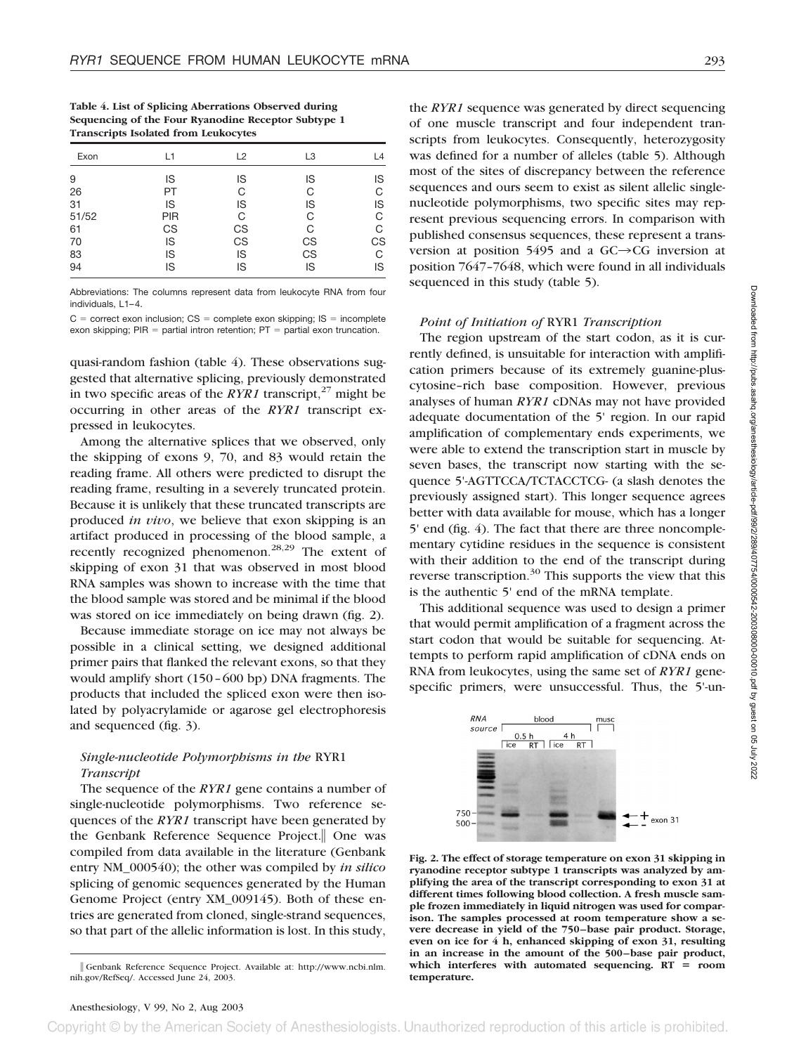**Table 4. List of Splicing Aberrations Observed during Sequencing of the Four Ryanodine Receptor Subtype 1 Transcripts Isolated from Leukocytes**

| Exon | L1 | L2 | L3 | L4 |
|---|---|---|---|---|
| 9 | IS | IS | IS | IS |
| 26 | PT | C | C | C |
| 31 | IS | IS | IS | IS |
| 51/52 | PIR | C | C | C |
| 61 | CS | CS | C | C |
| 70 | IS | CS | CS | CS |
| 83 | IS | IS | CS | C |
| 94 | IS | IS | IS | IS |

Abbreviations: The columns represent data from leukocyte RNA from four individuals, L1–4.

C = correct exon inclusion; CS = complete exon skipping; IS = incomplete exon skipping; PIR = partial intron retention; PT = partial exon truncation.

quasi-random fashion (table 4). These observations suggested that alternative splicing, previously demonstrated in two specific areas of the *RYR1* transcript,[27] might be occurring in other areas of the *RYR1* transcript expressed in leukocytes.

Among the alternative splices that we observed, only the skipping of exons 9, 70, and 83 would retain the reading frame. All others were predicted to disrupt the reading frame, resulting in a severely truncated protein. Because it is unlikely that these truncated transcripts are produced *in vivo*, we believe that exon skipping is an artifact produced in processing of the blood sample, a recently recognized phenomenon.[28,29] The extent of skipping of exon 31 that was observed in most blood RNA samples was shown to increase with the time that the blood sample was stored and be minimal if the blood was stored on ice immediately on being drawn (fig. 2).

Because immediate storage on ice may not always be possible in a clinical setting, we designed additional primer pairs that flanked the relevant exons, so that they would amplify short (150–600 bp) DNA fragments. The products that included the spliced exon were then isolated by polyacrylamide or agarose gel electrophoresis and sequenced (fig. 3).

### *Single-nucleotide Polymorphisms in the* RYR1 *Transcript*

The sequence of the *RYR1* gene contains a number of single-nucleotide polymorphisms. Two reference sequences of the *RYR1* transcript have been generated by the Genbank Reference Sequence Project.‖ One was compiled from data available in the literature (Genbank entry NM_000540); the other was compiled by *in silico* splicing of genomic sequences generated by the Human Genome Project (entry XM_009145). Both of these entries are generated from cloned, single-strand sequences, so that part of the allelic information is lost. In this study, the *RYR1* sequence was generated by direct sequencing of one muscle transcript and four independent transcripts from leukocytes. Consequently, heterozygosity was defined for a number of alleles (table 5). Although most of the sites of discrepancy between the reference sequences and ours seem to exist as silent allelic single-nucleotide polymorphisms, two specific sites may represent previous sequencing errors. In comparison with published consensus sequences, these represent a transversion at position 5495 and a GC→CG inversion at position 7647–7648, which were found in all individuals sequenced in this study (table 5).

### *Point of Initiation of* RYR1 *Transcription*

The region upstream of the start codon, as it is currently defined, is unsuitable for interaction with amplification primers because of its extremely guanine-plus-cytosine–rich base composition. However, previous analyses of human *RYR1* cDNAs may not have provided adequate documentation of the 5' region. In our rapid amplification of complementary ends experiments, we were able to extend the transcription start in muscle by seven bases, the transcript now starting with the sequence 5'-AGTTCCA/TCTACCTCG- (a slash denotes the previously assigned start). This longer sequence agrees better with data available for mouse, which has a longer 5' end (fig. 4). The fact that there are three noncomplementary cytidine residues in the sequence is consistent with their addition to the end of the transcript during reverse transcription.[30] This supports the view that this is the authentic 5' end of the mRNA template.

This additional sequence was used to design a primer that would permit amplification of a fragment across the start codon that would be suitable for sequencing. Attempts to perform rapid amplification of cDNA ends on RNA from leukocytes, using the same set of *RYR1* gene-specific primers, were unsuccessful. Thus, the 5'-un-

**Fig. 2. The effect of storage temperature on exon 31 skipping in ryanodine receptor subtype 1 transcripts was analyzed by amplifying the area of the transcript corresponding to exon 31 at different times following blood collection. A fresh muscle sample frozen immediately in liquid nitrogen was used for comparison. The samples processed at room temperature show a severe decrease in yield of the 750–base pair product. Storage, even on ice for 4 h, enhanced skipping of exon 31, resulting in an increase in the amount of the 500–base pair product, which interferes with automated sequencing. RT = room temperature.**

‖ Genbank Reference Sequence Project. Available at: http://www.ncbi.nlm.nih.gov/RefSeq/. Accessed June 24, 2003.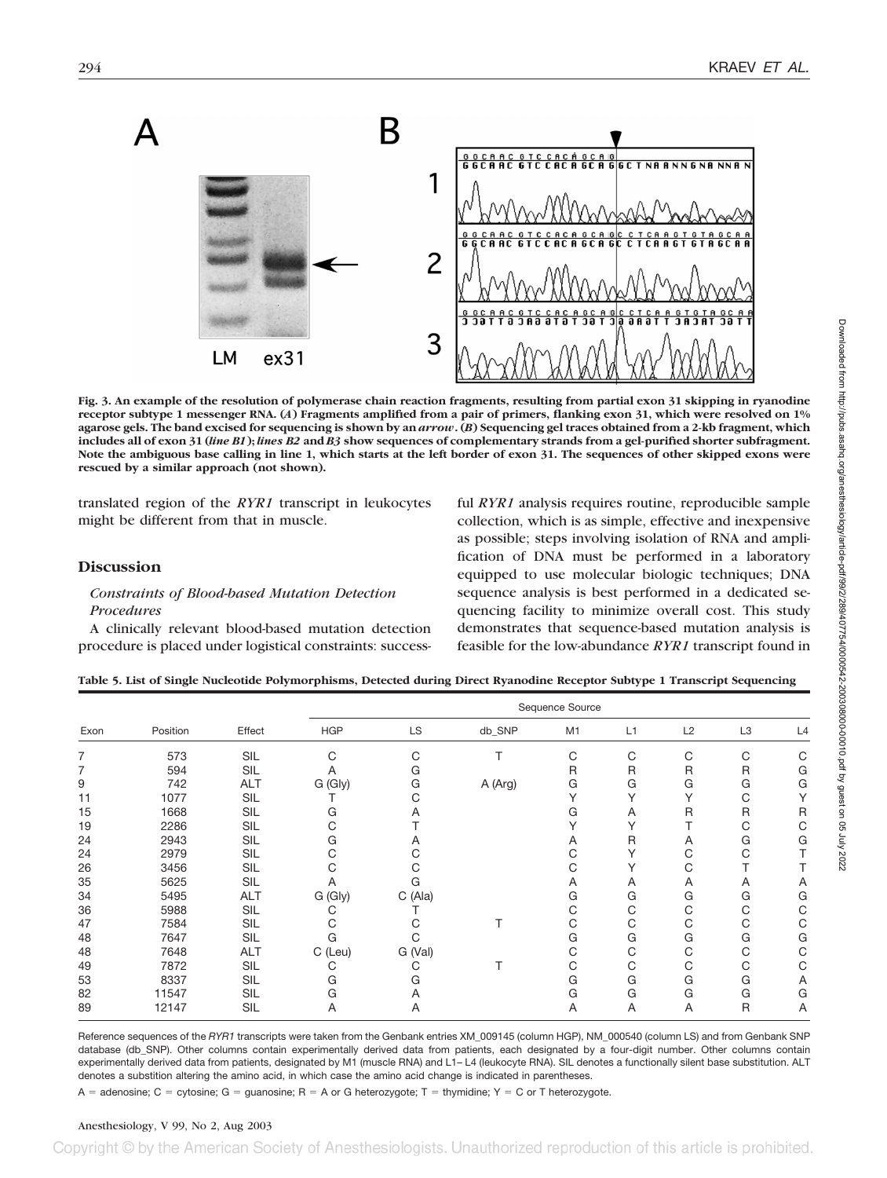Fig. 3. An example of the resolution of polymerase chain reaction fragments, resulting from partial exon 31 skipping in ryanodine receptor subtype 1 messenger RNA. (*A*) Fragments amplified from a pair of primers, flanking exon 31, which were resolved on 1% agarose gels. The band excised for sequencing is shown by an *arrow*. (*B*) Sequencing gel traces obtained from a 2-kb fragment, which includes all of exon 31 (*line B1*); *lines B2* and *B3* show sequences of complementary strands from a gel-purified shorter subfragment. Note the ambiguous base calling in line 1, which starts at the left border of exon 31. The sequences of other skipped exons were rescued by a similar approach (not shown).

translated region of the *RYR1* transcript in leukocytes might be different from that in muscle.

## Discussion

### Constraints of Blood-based Mutation Detection Procedures

A clinically relevant blood-based mutation detection procedure is placed under logistical constraints: successful *RYR1* analysis requires routine, reproducible sample collection, which is as simple, effective and inexpensive as possible; steps involving isolation of RNA and amplification of DNA must be performed in a laboratory equipped to use molecular biologic techniques; DNA sequence analysis is best performed in a dedicated sequencing facility to minimize overall cost. This study demonstrates that sequence-based mutation analysis is feasible for the low-abundance *RYR1* transcript found in

**Table 5. List of Single Nucleotide Polymorphisms, Detected during Direct Ryanodine Receptor Subtype 1 Transcript Sequencing**

| | | | Sequence Source | | | | | | | |
|---|---|---|---|---|---|---|---|---|---|---|
| Exon | Position | Effect | HGP | LS | db_SNP | M1 | L1 | L2 | L3 | L4 |
| 7 | 573 | SIL | C | C | T | C | C | C | C | C |
| 7 | 594 | SIL | A | G | | R | R | R | R | G |
| 9 | 742 | ALT | G (Gly) | G | A (Arg) | G | G | G | G | G |
| 11 | 1077 | SIL | T | C | | Y | Y | Y | C | Y |
| 15 | 1668 | SIL | G | A | | G | A | R | R | R |
| 19 | 2286 | SIL | C | T | | Y | Y | T | C | C |
| 24 | 2943 | SIL | G | A | | A | R | A | G | G |
| 24 | 2979 | SIL | C | C | | C | Y | C | C | T |
| 26 | 3456 | SIL | C | C | | C | Y | C | T | T |
| 35 | 5625 | SIL | A | G | | A | A | A | A | A |
| 34 | 5495 | ALT | G (Gly) | C (Ala) | | G | G | G | G | G |
| 36 | 5988 | SIL | C | T | | C | C | C | C | C |
| 47 | 7584 | SIL | C | C | T | C | C | C | C | C |
| 48 | 7647 | SIL | G | C | | G | G | G | G | G |
| 48 | 7648 | ALT | C (Leu) | G (Val) | | C | C | C | C | C |
| 49 | 7872 | SIL | C | C | T | C | C | C | C | C |
| 53 | 8337 | SIL | G | G | | G | G | G | G | A |
| 82 | 11547 | SIL | G | A | | G | G | G | G | G |
| 89 | 12147 | SIL | A | A | | A | A | A | R | A |

Reference sequences of the *RYR1* transcripts were taken from the Genbank entries XM_009145 (column HGP), NM_000540 (column LS) and from Genbank SNP database (db_SNP). Other columns contain experimentally derived data from patients, each designated by a four-digit number. Other columns contain experimentally derived data from patients, designated by M1 (muscle RNA) and L1– L4 (leukocyte RNA). SIL denotes a functionally silent base substitution. ALT denotes a substition altering the amino acid, in which case the amino acid change is indicated in parentheses.

A = adenosine; C = cytosine; G = guanosine; R = A or G heterozygote; T = thymidine; Y = C or T heterozygote.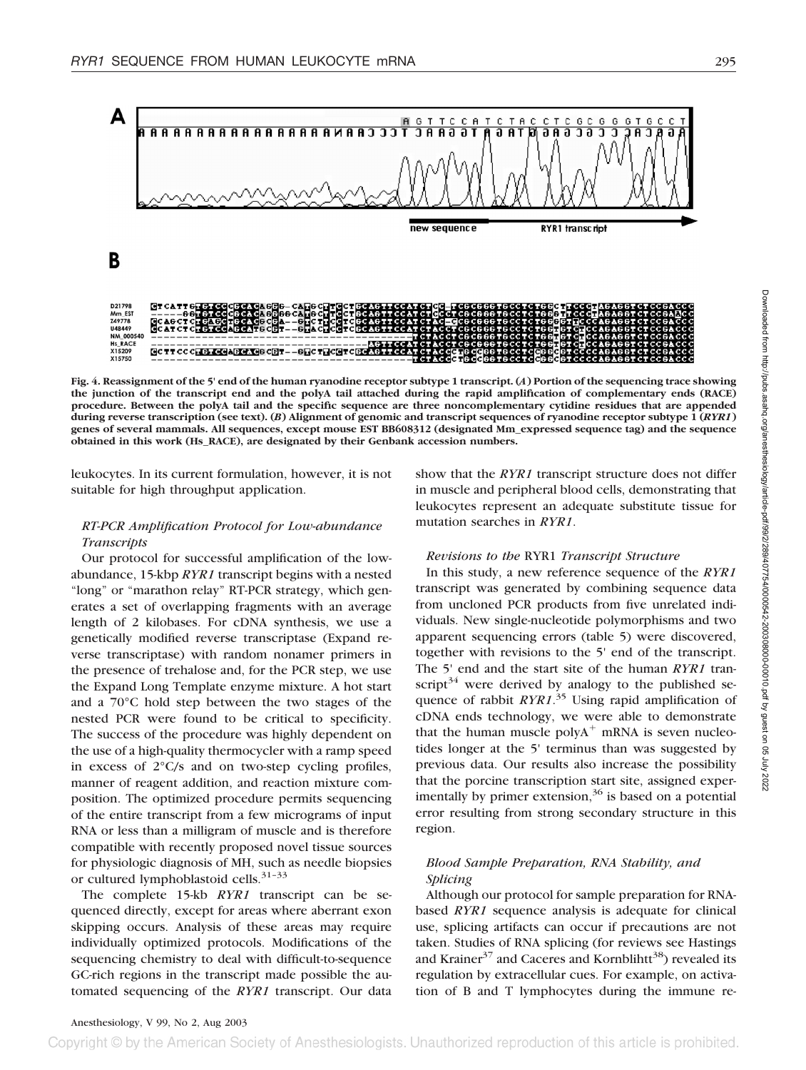**Fig. 4. Reassignment of the 5' end of the human ryanodine receptor subtype 1 transcript. (*A*) Portion of the sequencing trace showing the junction of the transcript end and the polyA tail attached during the rapid amplification of complementary ends (RACE) procedure. Between the polyA tail and the specific sequence are three noncomplementary cytidine residues that are appended during reverse transcription (see text). (*B*) Alignment of genomic and transcript sequences of ryanodine receptor subtype 1 (*RYR1*) genes of several mammals. All sequences, except mouse EST BB608312 (designated Mm_expressed sequence tag) and the sequence obtained in this work (Hs_RACE), are designated by their Genbank accession numbers.**

leukocytes. In its current formulation, however, it is not suitable for high throughput application.

### *RT-PCR Amplification Protocol for Low-abundance Transcripts*

Our protocol for successful amplification of the low-abundance, 15-kbp *RYR1* transcript begins with a nested "long" or "marathon relay" RT-PCR strategy, which generates a set of overlapping fragments with an average length of 2 kilobases. For cDNA synthesis, we use a genetically modified reverse transcriptase (Expand reverse transcriptase) with random nonamer primers in the presence of trehalose and, for the PCR step, we use the Expand Long Template enzyme mixture. A hot start and a 70°C hold step between the two stages of the nested PCR were found to be critical to specificity. The success of the procedure was highly dependent on the use of a high-quality thermocycler with a ramp speed in excess of 2°C/s and on two-step cycling profiles, manner of reagent addition, and reaction mixture composition. The optimized procedure permits sequencing of the entire transcript from a few micrograms of input RNA or less than a milligram of muscle and is therefore compatible with recently proposed novel tissue sources for physiologic diagnosis of MH, such as needle biopsies or cultured lymphoblastoid cells.[31–33]

The complete 15-kb *RYR1* transcript can be sequenced directly, except for areas where aberrant exon skipping occurs. Analysis of these areas may require individually optimized protocols. Modifications of the sequencing chemistry to deal with difficult-to-sequence GC-rich regions in the transcript made possible the automated sequencing of the *RYR1* transcript. Our data show that the *RYR1* transcript structure does not differ in muscle and peripheral blood cells, demonstrating that leukocytes represent an adequate substitute tissue for mutation searches in *RYR1*.

### *Revisions to the* RYR1 *Transcript Structure*

In this study, a new reference sequence of the *RYR1* transcript was generated by combining sequence data from uncloned PCR products from five unrelated individuals. New single-nucleotide polymorphisms and two apparent sequencing errors (table 5) were discovered, together with revisions to the 5' end of the transcript. The 5' end and the start site of the human *RYR1* transcript[34] were derived by analogy to the published sequence of rabbit *RYR1*.[35] Using rapid amplification of cDNA ends technology, we were able to demonstrate that the human muscle polyA$^+$ mRNA is seven nucleotides longer at the 5' terminus than was suggested by previous data. Our results also increase the possibility that the porcine transcription start site, assigned experimentally by primer extension,[36] is based on a potential error resulting from strong secondary structure in this region.

### *Blood Sample Preparation, RNA Stability, and Splicing*

Although our protocol for sample preparation for RNA-based *RYR1* sequence analysis is adequate for clinical use, splicing artifacts can occur if precautions are not taken. Studies of RNA splicing (for reviews see Hastings and Krainer[37] and Caceres and Kornblihtt[38]) revealed its regulation by extracellular cues. For example, on activation of B and T lymphocytes during the immune re-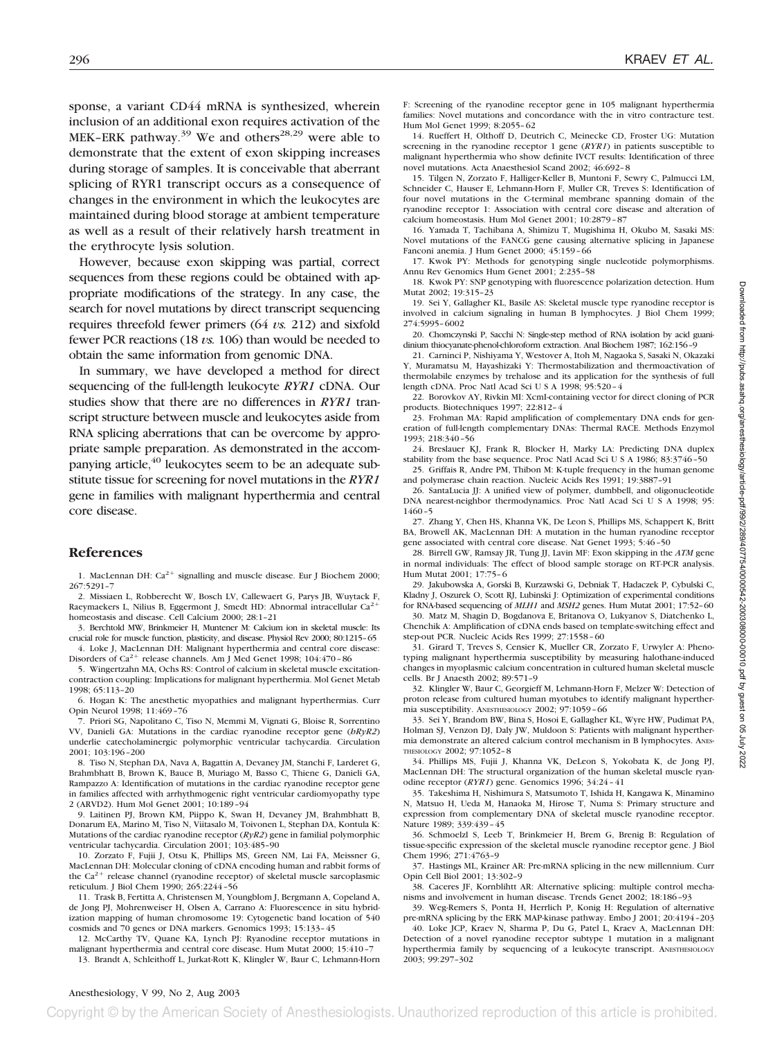sponse, a variant CD44 mRNA is synthesized, wherein inclusion of an additional exon requires activation of the MEK–ERK pathway.[39] We and others[28,29] were able to demonstrate that the extent of exon skipping increases during storage of samples. It is conceivable that aberrant splicing of RYR1 transcript occurs as a consequence of changes in the environment in which the leukocytes are maintained during blood storage at ambient temperature as well as a result of their relatively harsh treatment in the erythrocyte lysis solution.

However, because exon skipping was partial, correct sequences from these regions could be obtained with appropriate modifications of the strategy. In any case, the search for novel mutations by direct transcript sequencing requires threefold fewer primers (64 *vs.* 212) and sixfold fewer PCR reactions (18 *vs.* 106) than would be needed to obtain the same information from genomic DNA.

In summary, we have developed a method for direct sequencing of the full-length leukocyte *RYR1* cDNA. Our studies show that there are no differences in *RYR1* transcript structure between muscle and leukocytes aside from RNA splicing aberrations that can be overcome by appropriate sample preparation. As demonstrated in the accompanying article,[40] leukocytes seem to be an adequate substitute tissue for screening for novel mutations in the *RYR1* gene in families with malignant hyperthermia and central core disease.

## References

1. MacLennan DH: $Ca^{2+}$ signalling and muscle disease. Eur J Biochem 2000; 267:5291–7
2. Missiaen L, Robberecht W, Bosch LV, Callewaert G, Parys JB, Wuytack F, Raeymaekers L, Nilius B, Eggermont J, Smedt HD: Abnormal intracellular $Ca^{2+}$ homeostasis and disease. Cell Calcium 2000; 28:1–21
3. Berchtold MW, Brinkmeier H, Muntener M: Calcium ion in skeletal muscle: Its crucial role for muscle function, plasticity, and disease. Physiol Rev 2000; 80:1215–65
4. Loke J, MacLennan DH: Malignant hyperthermia and central core disease: Disorders of $Ca^{2+}$ release channels. Am J Med Genet 1998; 104:470–86
5. Wingertzahn MA, Ochs RS: Control of calcium in skeletal muscle excitation-contraction coupling: Implications for malignant hyperthermia. Mol Genet Metab 1998; 65:113–20
6. Hogan K: The anesthetic myopathies and malignant hyperthermias. Curr Opin Neurol 1998; 11:469–76
7. Priori SG, Napolitano C, Tiso N, Memmi M, Vignati G, Bloise R, Sorrentino VV, Danieli GA: Mutations in the cardiac ryanodine receptor gene (*hRyR2*) underlie catecholaminergic polymorphic ventricular tachycardia. Circulation 2001; 103:196–200
8. Tiso N, Stephan DA, Nava A, Bagattin A, Devaney JM, Stanchi F, Larderet G, Brahmbhatt B, Brown K, Bauce B, Muriago M, Basso C, Thiene G, Danieli GA, Rampazzo A: Identification of mutations in the cardiac ryanodine receptor gene in families affected with arrhythmogenic right ventricular cardiomyopathy type 2 (ARVD2). Hum Mol Genet 2001; 10:189–94
9. Laitinen PJ, Brown KM, Piippo K, Swan H, Devaney JM, Brahmbhatt B, Donarum EA, Marino M, Tiso N, Viitasalo M, Toivonen L, Stephan DA, Kontula K: Mutations of the cardiac ryanodine receptor (*RyR2*) gene in familial polymorphic ventricular tachycardia. Circulation 2001; 103:485–90
10. Zorzato F, Fujii J, Otsu K, Phillips MS, Green NM, Lai FA, Meissner G, MacLennan DH: Molecular cloning of cDNA encoding human and rabbit forms of the $Ca^{2+}$ release channel (ryanodine receptor) of skeletal muscle sarcoplasmic reticulum. J Biol Chem 1990; 265:2244–56
11. Trask B, Fertitta A, Christensen M, Youngblom J, Bergmann A, Copeland A, de Jong PJ, Mohrenweiser H, Olsen A, Carrano A: Fluorescence in situ hybridization mapping of human chromosome 19: Cytogenetic band location of 540 cosmids and 70 genes or DNA markers. Genomics 1993; 15:133–45
12. McCarthy TV, Quane KA, Lynch PJ: Ryanodine receptor mutations in malignant hyperthermia and central core disease. Hum Mutat 2000; 15:410–7
13. Brandt A, Schleithoff L, Jurkat-Rott K, Klingler W, Baur C, Lehmann-Horn F: Screening of the ryanodine receptor gene in 105 malignant hyperthermia families: Novel mutations and concordance with the in vitro contracture test. Hum Mol Genet 1999; 8:2055–62
14. Rueffert H, Olthoff D, Deutrich C, Meinecke CD, Froster UG: Mutation screening in the ryanodine receptor 1 gene (*RYR1*) in patients susceptible to malignant hyperthermia who show definite IVCT results: Identification of three novel mutations. Acta Anaesthesiol Scand 2002; 46:692–8
15. Tilgen N, Zorzato F, Halliger-Keller B, Muntoni F, Sewry C, Palmucci LM, Schneider C, Hauser E, Lehmann-Horn F, Muller CR, Treves S: Identification of four novel mutations in the C-terminal membrane spanning domain of the ryanodine receptor 1: Association with central core disease and alteration of calcium homeostasis. Hum Mol Genet 2001; 10:2879–87
16. Yamada T, Tachibana A, Shimizu T, Mugishima H, Okubo M, Sasaki MS: Novel mutations of the FANCG gene causing alternative splicing in Japanese Fanconi anemia. J Hum Genet 2000; 45:159–66
17. Kwok PY: Methods for genotyping single nucleotide polymorphisms. Annu Rev Genomics Hum Genet 2001; 2:235–58
18. Kwok PY: SNP genotyping with fluorescence polarization detection. Hum Mutat 2002; 19:315–23
19. Sei Y, Gallagher KL, Basile AS: Skeletal muscle type ryanodine receptor is involved in calcium signaling in human B lymphocytes. J Biol Chem 1999; 274:5995–6002
20. Chomczynski P, Sacchi N: Single-step method of RNA isolation by acid guanidinium thiocyanate-phenol-chloroform extraction. Anal Biochem 1987; 162:156–9
21. Carninci P, Nishiyama Y, Westover A, Itoh M, Nagaoka S, Sasaki N, Okazaki Y, Muramatsu M, Hayashizaki Y: Thermostabilization and thermoactivation of thermolabile enzymes by trehalose and its application for the synthesis of full length cDNA. Proc Natl Acad Sci U S A 1998; 95:520–4
22. Borovkov AY, Rivkin MI: XcmI-containing vector for direct cloning of PCR products. Biotechniques 1997; 22:812–4
23. Frohman MA: Rapid amplification of complementary DNA ends for generation of full-length complementary DNAs: Thermal RACE. Methods Enzymol 1993; 218:340–56
24. Breslauer KJ, Frank R, Blocker H, Marky LA: Predicting DNA duplex stability from the base sequence. Proc Natl Acad Sci U S A 1986; 83:3746–50
25. Griffais R, Andre PM, Thibon M: K-tuple frequency in the human genome and polymerase chain reaction. Nucleic Acids Res 1991; 19:3887–91
26. SantaLucia JJ: A unified view of polymer, dumbbell, and oligonucleotide DNA nearest-neighbor thermodynamics. Proc Natl Acad Sci U S A 1998; 95:1460–5
27. Zhang Y, Chen HS, Khanna VK, De Leon S, Phillips MS, Schappert K, Britt BA, Browell AK, MacLennan DH: A mutation in the human ryanodine receptor gene associated with central core disease. Nat Genet 1993; 5:46–50
28. Birrell GW, Ramsay JR, Tung JJ, Lavin MF: Exon skipping in the *ATM* gene in normal individuals: The effect of blood sample storage on RT-PCR analysis. Hum Mutat 2001; 17:75–6
29. Jakubowska A, Gorski B, Kurzawski G, Debniak T, Hadaczek P, Cybulski C, Kladny J, Oszurek O, Scott RJ, Lubinski J: Optimization of experimental conditions for RNA-based sequencing of *MLH1* and *MSH2* genes. Hum Mutat 2001; 17:52–60
30. Matz M, Shagin D, Bogdanova E, Britanova O, Lukyanov S, Diatchenko L, Chenchik A: Amplification of cDNA ends based on template-switching effect and step-out PCR. Nucleic Acids Res 1999; 27:1558–60
31. Girard T, Treves S, Censier K, Mueller CR, Zorzato F, Urwyler A: Phenotyping malignant hyperthermia susceptibility by measuring halothane-induced changes in myoplasmic calcium concentration in cultured human skeletal muscle cells. Br J Anaesth 2002; 89:571–9
32. Klingler W, Baur C, Georgieff M, Lehmann-Horn F, Melzer W: Detection of proton release from cultured human myotubes to identify malignant hyperthermia susceptibility. ANESTHESIOLOGY 2002; 97:1059–66
33. Sei Y, Brandom BW, Bina S, Hosoi E, Gallagher KL, Wyre HW, Pudimat PA, Holman SJ, Venzon DJ, Daly JW, Muldoon S: Patients with malignant hyperthermia demonstrate an altered calcium control mechanism in B lymphocytes. ANESTHESIOLOGY 2002; 97:1052–8
34. Phillips MS, Fujii J, Khanna VK, DeLeon S, Yokobata K, de Jong PJ, MacLennan DH: The structural organization of the human skeletal muscle ryanodine receptor (*RYR1*) gene. Genomics 1996; 34:24–41
35. Takeshima H, Nishimura S, Matsumoto T, Ishida H, Kangawa K, Minamino N, Matsuo H, Ueda M, Hanaoka M, Hirose T, Numa S: Primary structure and expression from complementary DNA of skeletal muscle ryanodine receptor. Nature 1989; 339:439–45
36. Schmoelzl S, Leeb T, Brinkmeier H, Brem G, Brenig B: Regulation of tissue-specific expression of the skeletal muscle ryanodine receptor gene. J Biol Chem 1996; 271:4763–9
37. Hastings ML, Krainer AR: Pre-mRNA splicing in the new millennium. Curr Opin Cell Biol 2001; 13:302–9
38. Caceres JF, Kornblihtt AR: Alternative splicing: multiple control mechanisms and involvement in human disease. Trends Genet 2002; 18:186–93
39. Weg-Remers S, Ponta H, Herrlich P, Konig H: Regulation of alternative pre-mRNA splicing by the ERK MAP-kinase pathway. Embo J 2001; 20:4194–203
40. Loke JCP, Kraev N, Sharma P, Du G, Patel L, Kraev A, MacLennan DH: Detection of a novel ryanodine receptor subtype 1 mutation in a malignant hyperthermia family by sequencing of a leukocyte transcript. ANESTHESIOLOGY 2003; 99:297–302